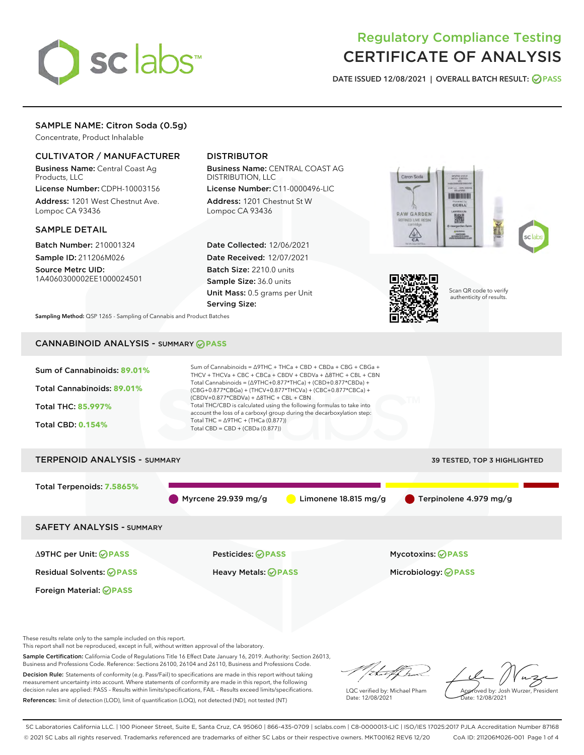# Regulatory Compliance Testing
# CERTIFICATE OF ANALYSIS

DATE ISSUED 12/08/2021 | OVERALL BATCH RESULT: PASS

## SAMPLE NAME: Citron Soda (0.5g)

Concentrate, Product Inhalable

### CULTIVATOR / MANUFACTURER

**Business Name:** Central Coast Ag Products, LLC

**License Number:** CDPH-10003156

**Address:** 1201 West Chestnut Ave. Lompoc CA 93436

### DISTRIBUTOR

**Business Name:** CENTRAL COAST AG DISTRIBUTION, LLC

**License Number:** C11-0000496-LIC

**Address:** 1201 Chestnut St W Lompoc CA 93436

### SAMPLE DETAIL

**Batch Number:** 210001324

**Sample ID:** 211206M026

**Source Metrc UID:** 1A4060300002EE1000024501

**Date Collected:** 12/06/2021

**Date Received:** 12/07/2021

**Batch Size:** 2210.0 units

**Sample Size:** 36.0 units

**Unit Mass:** 0.5 grams per Unit

**Serving Size:**

Scan QR code to verify authenticity of results.

**Sampling Method:** QSP 1265 - Sampling of Cannabis and Product Batches

## CANNABINOID ANALYSIS - SUMMARY PASS

Sum of Cannabinoids: **89.01%**

Total Cannabinoids: **89.01%**

Total THC: **85.997%**

Total CBD: **0.154%**

Sum of Cannabinoids = Δ9THC + THCa + CBD + CBDa + CBG + CBGa + THCV + THCVa + CBC + CBCa + CBDV + CBDVa + Δ8THC + CBL + CBN

Total Cannabinoids = (Δ9THC+0.877*THCa) + (CBD+0.877*CBDa) + (CBG+0.877*CBGa) + (THCV+0.877*THCVa) + (CBC+0.877*CBCa) + (CBDV+0.877*CBDVa) + Δ8THC + CBL + CBN

Total THC/CBD is calculated using the following formulas to take into account the loss of a carboxyl group during the decarboxylation step:

Total THC = Δ9THC + (THCa (0.877))

Total CBD = CBD + (CBDa (0.877))

## TERPENOID ANALYSIS - SUMMARY

39 TESTED, TOP 3 HIGHLIGHTED

Total Terpenoids: **7.5865%**

Myrcene 29.939 mg/g | Limonene 18.815 mg/g | Terpinolene 4.979 mg/g

## SAFETY ANALYSIS - SUMMARY

| | | |
|---|---|---|
| Δ9THC per Unit: PASS | Pesticides: PASS | Mycotoxins: PASS |
| Residual Solvents: PASS | Heavy Metals: PASS | Microbiology: PASS |
| Foreign Material: PASS | | |

These results relate only to the sample included on this report.
This report shall not be reproduced, except in full, without written approval of the laboratory.

**Sample Certification:** California Code of Regulations Title 16 Effect Date January 16, 2019. Authority: Section 26013, Business and Professions Code. Reference: Sections 26100, 26104 and 26110, Business and Professions Code.

**Decision Rule:** Statements of conformity (e.g. Pass/Fail) to specifications are made in this report without taking measurement uncertainty into account. Where statements of conformity are made in this report, the following decision rules are applied: PASS – Results within limits/specifications, FAIL – Results exceed limits/specifications.

**References:** limit of detection (LOD), limit of quantification (LOQ), not detected (ND), not tested (NT)

LQC verified by: Michael Pham
Date: 12/08/2021

Approved by: Josh Wurzer, President
Date: 12/08/2021

SC Laboratories California LLC. | 100 Pioneer Street, Suite E, Santa Cruz, CA 95060 | 866-435-0709 | sclabs.com | C8-0000013-LIC | ISO/IES 17025:2017 PJLA Accreditation Number 87168
© 2021 SC Labs all rights reserved. Trademarks referenced are trademarks of either SC Labs or their respective owners. MKT00162 REV6 12/20 CoA ID: 211206M026-001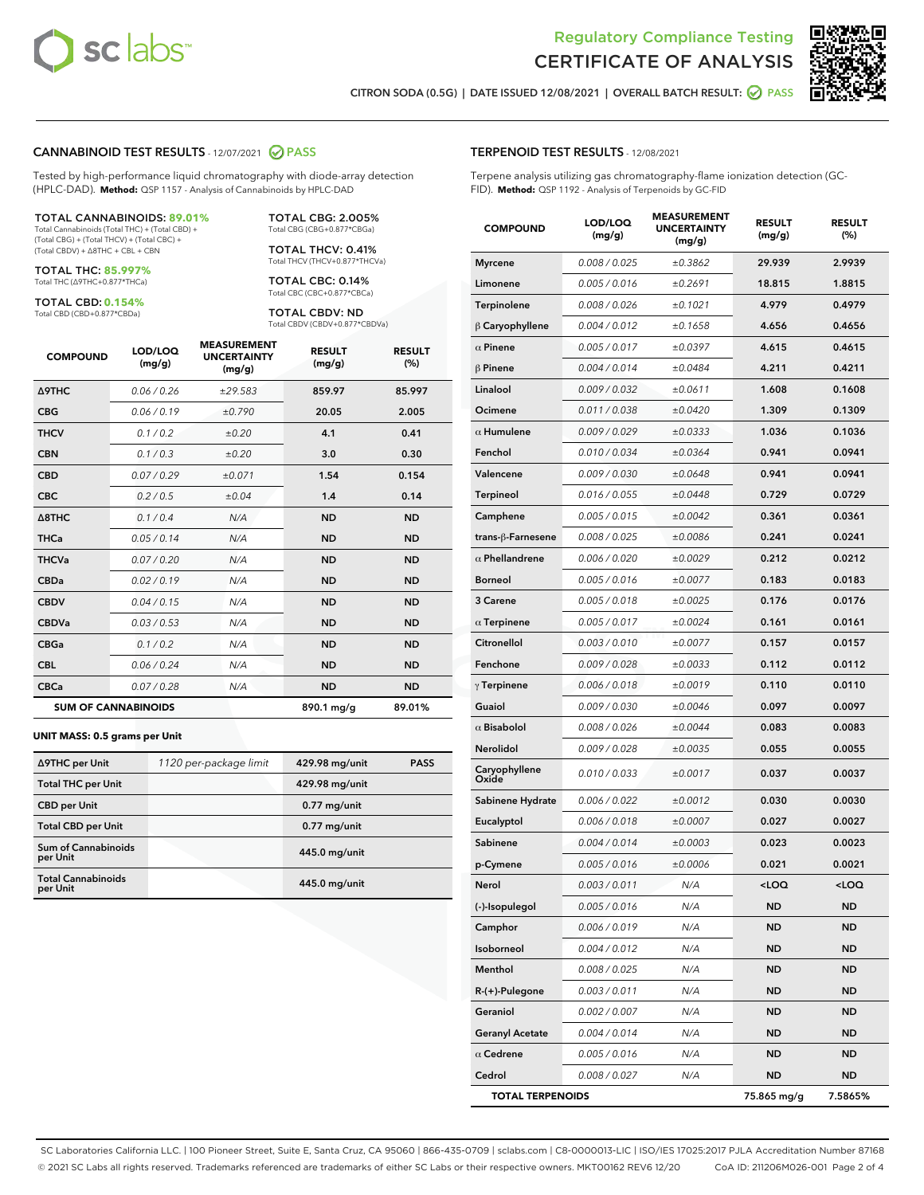Regulatory Compliance Testing
CERTIFICATE OF ANALYSIS

CITRON SODA (0.5G) | DATE ISSUED 12/08/2021 | OVERALL BATCH RESULT: PASS

## CANNABINOID TEST RESULTS - 12/07/2021 PASS

Tested by high-performance liquid chromatography with diode-array detection (HPLC-DAD). **Method:** QSP 1157 - Analysis of Cannabinoids by HPLC-DAD

**TOTAL CANNABINOIDS: 89.01%**
Total Cannabinoids (Total THC) + (Total CBD) + (Total CBG) + (Total THCV) + (Total CBC) + (Total CBDV) + Δ8THC + CBL + CBN

**TOTAL THC: 85.997%**
Total THC (Δ9THC+0.877*THCa)

**TOTAL CBD: 0.154%**
Total CBD (CBD+0.877*CBDa)

**TOTAL CBG: 2.005%**
Total CBG (CBG+0.877*CBGa)

**TOTAL THCV: 0.41%**
Total THCV (THCV+0.877*THCVa)

**TOTAL CBC: 0.14%**
Total CBC (CBC+0.877*CBCa)

**TOTAL CBDV: ND**
Total CBDV (CBDV+0.877*CBDVa)

| COMPOUND | LOD/LOQ (mg/g) | MEASUREMENT UNCERTAINTY (mg/g) | RESULT (mg/g) | RESULT (%) |
|---|---|---|---|---|
| Δ9THC | 0.06 / 0.26 | ±29.583 | 859.97 | 85.997 |
| CBG | 0.06 / 0.19 | ±0.790 | 20.05 | 2.005 |
| THCV | 0.1 / 0.2 | ±0.20 | 4.1 | 0.41 |
| CBN | 0.1 / 0.3 | ±0.20 | 3.0 | 0.30 |
| CBD | 0.07 / 0.29 | ±0.071 | 1.54 | 0.154 |
| CBC | 0.2 / 0.5 | ±0.04 | 1.4 | 0.14 |
| Δ8THC | 0.1 / 0.4 | N/A | ND | ND |
| THCa | 0.05 / 0.14 | N/A | ND | ND |
| THCVa | 0.07 / 0.20 | N/A | ND | ND |
| CBDa | 0.02 / 0.19 | N/A | ND | ND |
| CBDV | 0.04 / 0.15 | N/A | ND | ND |
| CBDVa | 0.03 / 0.53 | N/A | ND | ND |
| CBGa | 0.1 / 0.2 | N/A | ND | ND |
| CBL | 0.06 / 0.24 | N/A | ND | ND |
| CBCa | 0.07 / 0.28 | N/A | ND | ND |
| **SUM OF CANNABINOIDS** | | | **890.1 mg/g** | **89.01%** |

**UNIT MASS: 0.5 grams per Unit**

| | | | |
|---|---|---|---|
| Δ9THC per Unit | 1120 per-package limit | 429.98 mg/unit | PASS |
| Total THC per Unit | | 429.98 mg/unit | |
| CBD per Unit | | 0.77 mg/unit | |
| Total CBD per Unit | | 0.77 mg/unit | |
| Sum of Cannabinoids per Unit | | 445.0 mg/unit | |
| Total Cannabinoids per Unit | | 445.0 mg/unit | |

## TERPENOID TEST RESULTS - 12/08/2021

Terpene analysis utilizing gas chromatography-flame ionization detection (GC-FID). **Method:** QSP 1192 - Analysis of Terpenoids by GC-FID

| COMPOUND | LOD/LOQ (mg/g) | MEASUREMENT UNCERTAINTY (mg/g) | RESULT (mg/g) | RESULT (%) |
|---|---|---|---|---|
| Myrcene | 0.008 / 0.025 | ±0.3862 | 29.939 | 2.9939 |
| Limonene | 0.005 / 0.016 | ±0.2691 | 18.815 | 1.8815 |
| Terpinolene | 0.008 / 0.026 | ±0.1021 | 4.979 | 0.4979 |
| β Caryophyllene | 0.004 / 0.012 | ±0.1658 | 4.656 | 0.4656 |
| α Pinene | 0.005 / 0.017 | ±0.0397 | 4.615 | 0.4615 |
| β Pinene | 0.004 / 0.014 | ±0.0484 | 4.211 | 0.4211 |
| Linalool | 0.009 / 0.032 | ±0.0611 | 1.608 | 0.1608 |
| Ocimene | 0.011 / 0.038 | ±0.0420 | 1.309 | 0.1309 |
| α Humulene | 0.009 / 0.029 | ±0.0333 | 1.036 | 0.1036 |
| Fenchol | 0.010 / 0.034 | ±0.0364 | 0.941 | 0.0941 |
| Valencene | 0.009 / 0.030 | ±0.0648 | 0.941 | 0.0941 |
| Terpineol | 0.016 / 0.055 | ±0.0448 | 0.729 | 0.0729 |
| Camphene | 0.005 / 0.015 | ±0.0042 | 0.361 | 0.0361 |
| trans-β-Farnesene | 0.008 / 0.025 | ±0.0086 | 0.241 | 0.0241 |
| α Phellandrene | 0.006 / 0.020 | ±0.0029 | 0.212 | 0.0212 |
| Borneol | 0.005 / 0.016 | ±0.0077 | 0.183 | 0.0183 |
| 3 Carene | 0.005 / 0.018 | ±0.0025 | 0.176 | 0.0176 |
| α Terpinene | 0.005 / 0.017 | ±0.0024 | 0.161 | 0.0161 |
| Citronellol | 0.003 / 0.010 | ±0.0077 | 0.157 | 0.0157 |
| Fenchone | 0.009 / 0.028 | ±0.0033 | 0.112 | 0.0112 |
| γ Terpinene | 0.006 / 0.018 | ±0.0019 | 0.110 | 0.0110 |
| Guaiol | 0.009 / 0.030 | ±0.0046 | 0.097 | 0.0097 |
| α Bisabolol | 0.008 / 0.026 | ±0.0044 | 0.083 | 0.0083 |
| Nerolidol | 0.009 / 0.028 | ±0.0035 | 0.055 | 0.0055 |
| Caryophyllene Oxide | 0.010 / 0.033 | ±0.0017 | 0.037 | 0.0037 |
| Sabinene Hydrate | 0.006 / 0.022 | ±0.0012 | 0.030 | 0.0030 |
| Eucalyptol | 0.006 / 0.018 | ±0.0007 | 0.027 | 0.0027 |
| Sabinene | 0.004 / 0.014 | ±0.0003 | 0.023 | 0.0023 |
| p-Cymene | 0.005 / 0.016 | ±0.0006 | 0.021 | 0.0021 |
| Nerol | 0.003 / 0.011 | N/A | <LOQ | <LOQ |
| (-)-Isopulegol | 0.005 / 0.016 | N/A | ND | ND |
| Camphor | 0.006 / 0.019 | N/A | ND | ND |
| Isoborneol | 0.004 / 0.012 | N/A | ND | ND |
| Menthol | 0.008 / 0.025 | N/A | ND | ND |
| R-(+)-Pulegone | 0.003 / 0.011 | N/A | ND | ND |
| Geraniol | 0.002 / 0.007 | N/A | ND | ND |
| Geranyl Acetate | 0.004 / 0.014 | N/A | ND | ND |
| α Cedrene | 0.005 / 0.016 | N/A | ND | ND |
| Cedrol | 0.008 / 0.027 | N/A | ND | ND |
| **TOTAL TERPENOIDS** | | | **75.865 mg/g** | **7.5865%** |

SC Laboratories California LLC. | 100 Pioneer Street, Suite E, Santa Cruz, CA 95060 | 866-435-0709 | sclabs.com | C8-0000013-LIC | ISO/IES 17025:2017 PJLA Accreditation Number 87168
© 2021 SC Labs all rights reserved. Trademarks referenced are trademarks of either SC Labs or their respective owners. MKT00162 REV6 12/20 CoA ID: 211206M026-001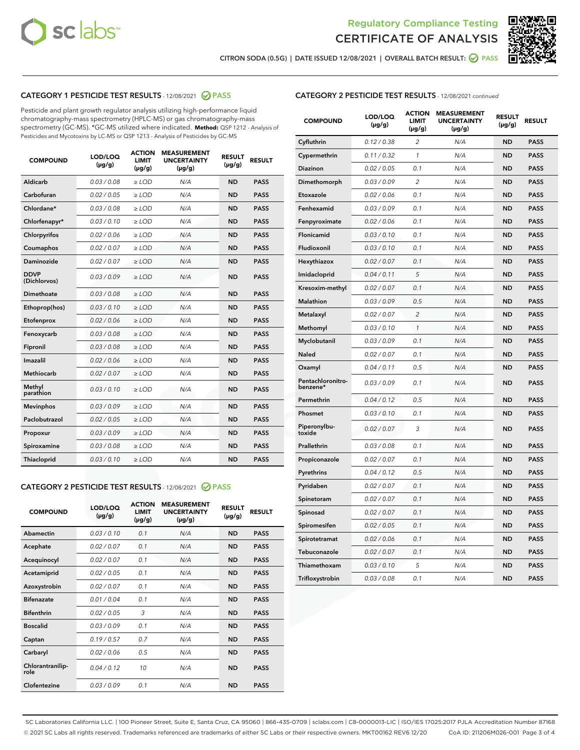CITRON SODA (0.5G) | DATE ISSUED 12/08/2021 | OVERALL BATCH RESULT: PASS

## CATEGORY 1 PESTICIDE TEST RESULTS - 12/08/2021 PASS

Pesticide and plant growth regulator analysis utilizing high-performance liquid chromatography-mass spectrometry (HPLC-MS) or gas chromatography-mass spectrometry (GC-MS). *GC-MS utilized where indicated. **Method:** QSP 1212 - Analysis of Pesticides and Mycotoxins by LC-MS or QSP 1213 - Analysis of Pesticides by GC-MS

| COMPOUND | LOD/LOQ (µg/g) | ACTION LIMIT (µg/g) | MEASUREMENT UNCERTAINTY (µg/g) | RESULT (µg/g) | RESULT |
|---|---|---|---|---|---|
| Aldicarb | 0.03 / 0.08 | ≥ LOD | N/A | ND | PASS |
| Carbofuran | 0.02 / 0.05 | ≥ LOD | N/A | ND | PASS |
| Chlordane* | 0.03 / 0.08 | ≥ LOD | N/A | ND | PASS |
| Chlorfenapyr* | 0.03 / 0.10 | ≥ LOD | N/A | ND | PASS |
| Chlorpyrifos | 0.02 / 0.06 | ≥ LOD | N/A | ND | PASS |
| Coumaphos | 0.02 / 0.07 | ≥ LOD | N/A | ND | PASS |
| Daminozide | 0.02 / 0.07 | ≥ LOD | N/A | ND | PASS |
| DDVP (Dichlorvos) | 0.03 / 0.09 | ≥ LOD | N/A | ND | PASS |
| Dimethoate | 0.03 / 0.08 | ≥ LOD | N/A | ND | PASS |
| Ethoprop(hos) | 0.03 / 0.10 | ≥ LOD | N/A | ND | PASS |
| Etofenprox | 0.02 / 0.06 | ≥ LOD | N/A | ND | PASS |
| Fenoxycarb | 0.03 / 0.08 | ≥ LOD | N/A | ND | PASS |
| Fipronil | 0.03 / 0.08 | ≥ LOD | N/A | ND | PASS |
| Imazalil | 0.02 / 0.06 | ≥ LOD | N/A | ND | PASS |
| Methiocarb | 0.02 / 0.07 | ≥ LOD | N/A | ND | PASS |
| Methyl parathion | 0.03 / 0.10 | ≥ LOD | N/A | ND | PASS |
| Mevinphos | 0.03 / 0.09 | ≥ LOD | N/A | ND | PASS |
| Paclobutrazol | 0.02 / 0.05 | ≥ LOD | N/A | ND | PASS |
| Propoxur | 0.03 / 0.09 | ≥ LOD | N/A | ND | PASS |
| Spiroxamine | 0.03 / 0.08 | ≥ LOD | N/A | ND | PASS |
| Thiacloprid | 0.03 / 0.10 | ≥ LOD | N/A | ND | PASS |

## CATEGORY 2 PESTICIDE TEST RESULTS - 12/08/2021 PASS

| COMPOUND | LOD/LOQ (µg/g) | ACTION LIMIT (µg/g) | MEASUREMENT UNCERTAINTY (µg/g) | RESULT (µg/g) | RESULT |
|---|---|---|---|---|---|
| Abamectin | 0.03 / 0.10 | 0.1 | N/A | ND | PASS |
| Acephate | 0.02 / 0.07 | 0.1 | N/A | ND | PASS |
| Acequinocyl | 0.02 / 0.07 | 0.1 | N/A | ND | PASS |
| Acetamiprid | 0.02 / 0.05 | 0.1 | N/A | ND | PASS |
| Azoxystrobin | 0.02 / 0.07 | 0.1 | N/A | ND | PASS |
| Bifenazate | 0.01 / 0.04 | 0.1 | N/A | ND | PASS |
| Bifenthrin | 0.02 / 0.05 | 3 | N/A | ND | PASS |
| Boscalid | 0.03 / 0.09 | 0.1 | N/A | ND | PASS |
| Captan | 0.19 / 0.57 | 0.7 | N/A | ND | PASS |
| Carbaryl | 0.02 / 0.06 | 0.5 | N/A | ND | PASS |
| Chlorantraniliprole | 0.04 / 0.12 | 10 | N/A | ND | PASS |
| Clofentezine | 0.03 / 0.09 | 0.1 | N/A | ND | PASS |
| Cyfluthrin | 0.12 / 0.38 | 2 | N/A | ND | PASS |
| Cypermethrin | 0.11 / 0.32 | 1 | N/A | ND | PASS |
| Diazinon | 0.02 / 0.05 | 0.1 | N/A | ND | PASS |
| Dimethomorph | 0.03 / 0.09 | 2 | N/A | ND | PASS |
| Etoxazole | 0.02 / 0.06 | 0.1 | N/A | ND | PASS |
| Fenhexamid | 0.03 / 0.09 | 0.1 | N/A | ND | PASS |
| Fenpyroximate | 0.02 / 0.06 | 0.1 | N/A | ND | PASS |
| Flonicamid | 0.03 / 0.10 | 0.1 | N/A | ND | PASS |
| Fludioxonil | 0.03 / 0.10 | 0.1 | N/A | ND | PASS |
| Hexythiazox | 0.02 / 0.07 | 0.1 | N/A | ND | PASS |
| Imidacloprid | 0.04 / 0.11 | 5 | N/A | ND | PASS |
| Kresoxim-methyl | 0.02 / 0.07 | 0.1 | N/A | ND | PASS |
| Malathion | 0.03 / 0.09 | 0.5 | N/A | ND | PASS |
| Metalaxyl | 0.02 / 0.07 | 2 | N/A | ND | PASS |
| Methomyl | 0.03 / 0.10 | 1 | N/A | ND | PASS |
| Myclobutanil | 0.03 / 0.09 | 0.1 | N/A | ND | PASS |
| Naled | 0.02 / 0.07 | 0.1 | N/A | ND | PASS |
| Oxamyl | 0.04 / 0.11 | 0.5 | N/A | ND | PASS |
| Pentachloronitrobenzene* | 0.03 / 0.09 | 0.1 | N/A | ND | PASS |
| Permethrin | 0.04 / 0.12 | 0.5 | N/A | ND | PASS |
| Phosmet | 0.03 / 0.10 | 0.1 | N/A | ND | PASS |
| Piperonylbutoxide | 0.02 / 0.07 | 3 | N/A | ND | PASS |
| Prallethrin | 0.03 / 0.08 | 0.1 | N/A | ND | PASS |
| Propiconazole | 0.02 / 0.07 | 0.1 | N/A | ND | PASS |
| Pyrethrins | 0.04 / 0.12 | 0.5 | N/A | ND | PASS |
| Pyridaben | 0.02 / 0.07 | 0.1 | N/A | ND | PASS |
| Spinetoram | 0.02 / 0.07 | 0.1 | N/A | ND | PASS |
| Spinosad | 0.02 / 0.07 | 0.1 | N/A | ND | PASS |
| Spiromesifen | 0.02 / 0.05 | 0.1 | N/A | ND | PASS |
| Spirotetramat | 0.02 / 0.06 | 0.1 | N/A | ND | PASS |
| Tebuconazole | 0.02 / 0.07 | 0.1 | N/A | ND | PASS |
| Thiamethoxam | 0.03 / 0.10 | 5 | N/A | ND | PASS |
| Trifloxystrobin | 0.03 / 0.08 | 0.1 | N/A | ND | PASS |

SC Laboratories California LLC. | 100 Pioneer Street, Suite E, Santa Cruz, CA 95060 | 866-435-0709 | sclabs.com | C8-0000013-LIC | ISO/IES 17025:2017 PJLA Accreditation Number 87168
© 2021 SC Labs all rights reserved. Trademarks referenced are trademarks of either SC Labs or their respective owners. MKT00162 REV6 12/20 CoA ID: 211206M026-001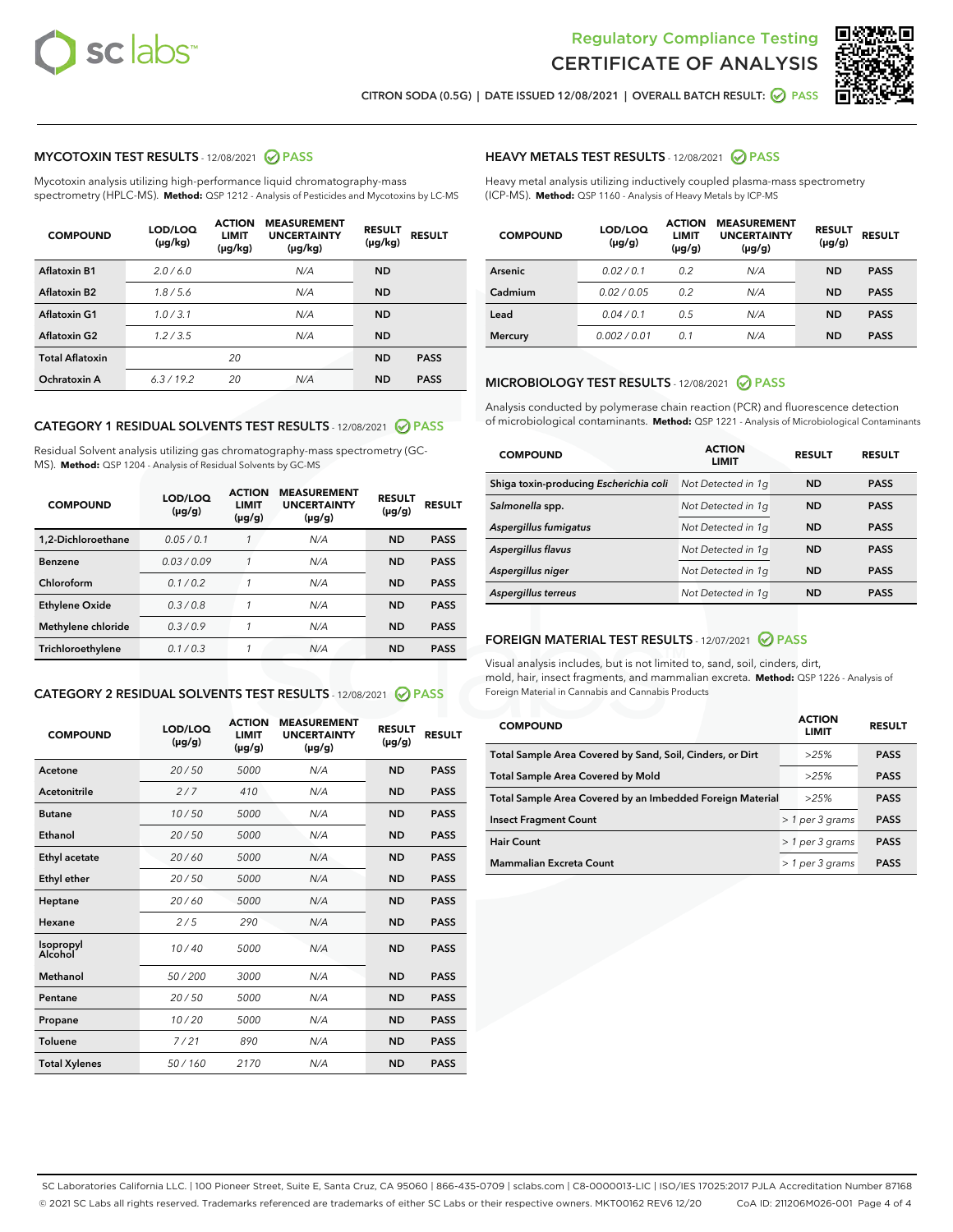Regulatory Compliance Testing

# CERTIFICATE OF ANALYSIS

CITRON SODA (0.5G) | DATE ISSUED 12/08/2021 | OVERALL BATCH RESULT: PASS

## MYCOTOXIN TEST RESULTS - 12/08/2021 PASS

Mycotoxin analysis utilizing high-performance liquid chromatography-mass spectrometry (HPLC-MS). **Method:** QSP 1212 - Analysis of Pesticides and Mycotoxins by LC-MS

| COMPOUND | LOD/LOQ (µg/kg) | ACTION LIMIT (µg/kg) | MEASUREMENT UNCERTAINTY (µg/kg) | RESULT (µg/kg) | RESULT |
|---|---|---|---|---|---|
| Aflatoxin B1 | 2.0 / 6.0 | | N/A | ND | |
| Aflatoxin B2 | 1.8 / 5.6 | | N/A | ND | |
| Aflatoxin G1 | 1.0 / 3.1 | | N/A | ND | |
| Aflatoxin G2 | 1.2 / 3.5 | | N/A | ND | |
| Total Aflatoxin | | 20 | | ND | PASS |
| Ochratoxin A | 6.3 / 19.2 | 20 | N/A | ND | PASS |

## CATEGORY 1 RESIDUAL SOLVENTS TEST RESULTS - 12/08/2021 PASS

Residual Solvent analysis utilizing gas chromatography-mass spectrometry (GC-MS). **Method:** QSP 1204 - Analysis of Residual Solvents by GC-MS

| COMPOUND | LOD/LOQ (µg/g) | ACTION LIMIT (µg/g) | MEASUREMENT UNCERTAINTY (µg/g) | RESULT (µg/g) | RESULT |
|---|---|---|---|---|---|
| 1,2-Dichloroethane | 0.05 / 0.1 | 1 | N/A | ND | PASS |
| Benzene | 0.03 / 0.09 | 1 | N/A | ND | PASS |
| Chloroform | 0.1 / 0.2 | 1 | N/A | ND | PASS |
| Ethylene Oxide | 0.3 / 0.8 | 1 | N/A | ND | PASS |
| Methylene chloride | 0.3 / 0.9 | 1 | N/A | ND | PASS |
| Trichloroethylene | 0.1 / 0.3 | 1 | N/A | ND | PASS |

## CATEGORY 2 RESIDUAL SOLVENTS TEST RESULTS - 12/08/2021 PASS

| COMPOUND | LOD/LOQ (µg/g) | ACTION LIMIT (µg/g) | MEASUREMENT UNCERTAINTY (µg/g) | RESULT (µg/g) | RESULT |
|---|---|---|---|---|---|
| Acetone | 20 / 50 | 5000 | N/A | ND | PASS |
| Acetonitrile | 2 / 7 | 410 | N/A | ND | PASS |
| Butane | 10 / 50 | 5000 | N/A | ND | PASS |
| Ethanol | 20 / 50 | 5000 | N/A | ND | PASS |
| Ethyl acetate | 20 / 60 | 5000 | N/A | ND | PASS |
| Ethyl ether | 20 / 50 | 5000 | N/A | ND | PASS |
| Heptane | 20 / 60 | 5000 | N/A | ND | PASS |
| Hexane | 2 / 5 | 290 | N/A | ND | PASS |
| Isopropyl Alcohol | 10 / 40 | 5000 | N/A | ND | PASS |
| Methanol | 50 / 200 | 3000 | N/A | ND | PASS |
| Pentane | 20 / 50 | 5000 | N/A | ND | PASS |
| Propane | 10 / 20 | 5000 | N/A | ND | PASS |
| Toluene | 7 / 21 | 890 | N/A | ND | PASS |
| Total Xylenes | 50 / 160 | 2170 | N/A | ND | PASS |

## HEAVY METALS TEST RESULTS - 12/08/2021 PASS

Heavy metal analysis utilizing inductively coupled plasma-mass spectrometry (ICP-MS). **Method:** QSP 1160 - Analysis of Heavy Metals by ICP-MS

| COMPOUND | LOD/LOQ (µg/g) | ACTION LIMIT (µg/g) | MEASUREMENT UNCERTAINTY (µg/g) | RESULT (µg/g) | RESULT |
|---|---|---|---|---|---|
| Arsenic | 0.02 / 0.1 | 0.2 | N/A | ND | PASS |
| Cadmium | 0.02 / 0.05 | 0.2 | N/A | ND | PASS |
| Lead | 0.04 / 0.1 | 0.5 | N/A | ND | PASS |
| Mercury | 0.002 / 0.01 | 0.1 | N/A | ND | PASS |

## MICROBIOLOGY TEST RESULTS - 12/08/2021 PASS

Analysis conducted by polymerase chain reaction (PCR) and fluorescence detection of microbiological contaminants. **Method:** QSP 1221 - Analysis of Microbiological Contaminants

| COMPOUND | ACTION LIMIT | RESULT | RESULT |
|---|---|---|---|
| Shiga toxin-producing *Escherichia coli* | Not Detected in 1g | ND | PASS |
| *Salmonella* spp. | Not Detected in 1g | ND | PASS |
| *Aspergillus fumigatus* | Not Detected in 1g | ND | PASS |
| *Aspergillus flavus* | Not Detected in 1g | ND | PASS |
| *Aspergillus niger* | Not Detected in 1g | ND | PASS |
| *Aspergillus terreus* | Not Detected in 1g | ND | PASS |

## FOREIGN MATERIAL TEST RESULTS - 12/07/2021 PASS

Visual analysis includes, but is not limited to, sand, soil, cinders, dirt, mold, hair, insect fragments, and mammalian excreta. **Method:** QSP 1226 - Analysis of Foreign Material in Cannabis and Cannabis Products

| COMPOUND | ACTION LIMIT | RESULT |
|---|---|---|
| Total Sample Area Covered by Sand, Soil, Cinders, or Dirt | >25% | PASS |
| Total Sample Area Covered by Mold | >25% | PASS |
| Total Sample Area Covered by an Imbedded Foreign Material | >25% | PASS |
| Insect Fragment Count | > 1 per 3 grams | PASS |
| Hair Count | > 1 per 3 grams | PASS |
| Mammalian Excreta Count | > 1 per 3 grams | PASS |

SC Laboratories California LLC. | 100 Pioneer Street, Suite E, Santa Cruz, CA 95060 | 866-435-0709 | sclabs.com | C8-0000013-LIC | ISO/IES 17025:2017 PJLA Accreditation Number 87168

© 2021 SC Labs all rights reserved. Trademarks referenced are trademarks of either SC Labs or their respective owners. MKT00162 REV6 12/20 CoA ID: 211206M026-001